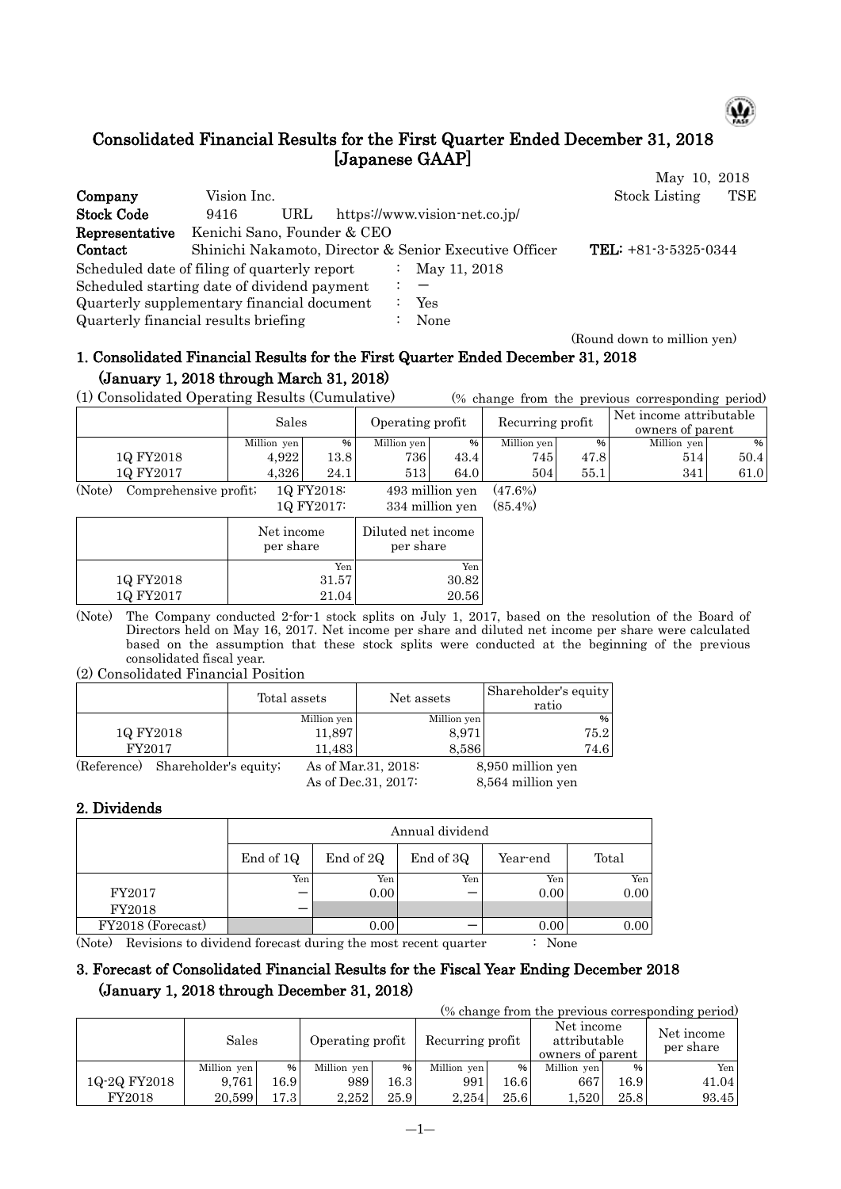# Consolidated Financial Results for the First Quarter Ended December 31, 2018 [Japanese GAAP]

May 10, 2018

| | | |
|---|---|---|
| **Company** | Vision Inc. | Stock Listing TSE |
| **Stock Code** | 9416 URL https://www.vision-net.co.jp/ | |
| **Representative** | Kenichi Sano, Founder & CEO | |
| **Contact** | Shinichi Nakamoto, Director & Senior Executive Officer | **TEL:** +81-3-5325-0344 |

Scheduled date of filing of quarterly report : May 11, 2018
Scheduled starting date of dividend payment : —
Quarterly supplementary financial document : Yes
Quarterly financial results briefing : None

(Round down to million yen)

## 1. Consolidated Financial Results for the First Quarter Ended December 31, 2018 (January 1, 2018 through March 31, 2018)

(1) Consolidated Operating Results (Cumulative) (% change from the previous corresponding period)

| | Sales | | Operating profit | | Recurring profit | | Net income attributable owners of parent | |
|---|---|---|---|---|---|---|---|---|
| | Million yen | % | Million yen | % | Million yen | % | Million yen | % |
| 1Q FY2018 | 4,922 | 13.8 | 736 | 43.4 | 745 | 47.8 | 514 | 50.4 |
| 1Q FY2017 | 4,326 | 24.1 | 513 | 64.0 | 504 | 55.1 | 341 | 61.0 |

(Note) Comprehensive profit; 1Q FY2018: 493 million yen (47.6%)
1Q FY2017: 334 million yen (85.4%)

| | Net income per share | Diluted net income per share |
|---|---|---|
| | Yen | Yen |
| 1Q FY2018 | 31.57 | 30.82 |
| 1Q FY2017 | 21.04 | 20.56 |

(Note) The Company conducted 2-for-1 stock splits on July 1, 2017, based on the resolution of the Board of Directors held on May 16, 2017. Net income per share and diluted net income per share were calculated based on the assumption that these stock splits were conducted at the beginning of the previous consolidated fiscal year.

(2) Consolidated Financial Position

| | Total assets | Net assets | Shareholder's equity ratio |
|---|---|---|---|
| | Million yen | Million yen | % |
| 1Q FY2018 | 11,897 | 8,971 | 75.2 |
| FY2017 | 11,483 | 8,586 | 74.6 |

(Reference) Shareholder's equity; As of Mar.31, 2018: 8,950 million yen
As of Dec.31, 2017: 8,564 million yen

## 2. Dividends

| | Annual dividend | | | | |
|---|---|---|---|---|---|
| | End of 1Q | End of 2Q | End of 3Q | Year-end | Total |
| | Yen | Yen | Yen | Yen | Yen |
| FY2017 | — | 0.00 | — | 0.00 | 0.00 |
| FY2018 | — | | | | |
| FY2018 (Forecast) | | 0.00 | — | 0.00 | 0.00 |

(Note) Revisions to dividend forecast during the most recent quarter : None

## 3. Forecast of Consolidated Financial Results for the Fiscal Year Ending December 2018 (January 1, 2018 through December 31, 2018)

(% change from the previous corresponding period)

| | Sales | | Operating profit | | Recurring profit | | Net income attributable owners of parent | | Net income per share |
|---|---|---|---|---|---|---|---|---|---|
| | Million yen | % | Million yen | % | Million yen | % | Million yen | % | Yen |
| 1Q-2Q FY2018 | 9,761 | 16.9 | 989 | 16.3 | 991 | 16.6 | 667 | 16.9 | 41.04 |
| FY2018 | 20,599 | 17.3 | 2,252 | 25.9 | 2,254 | 25.6 | 1,520 | 25.8 | 93.45 |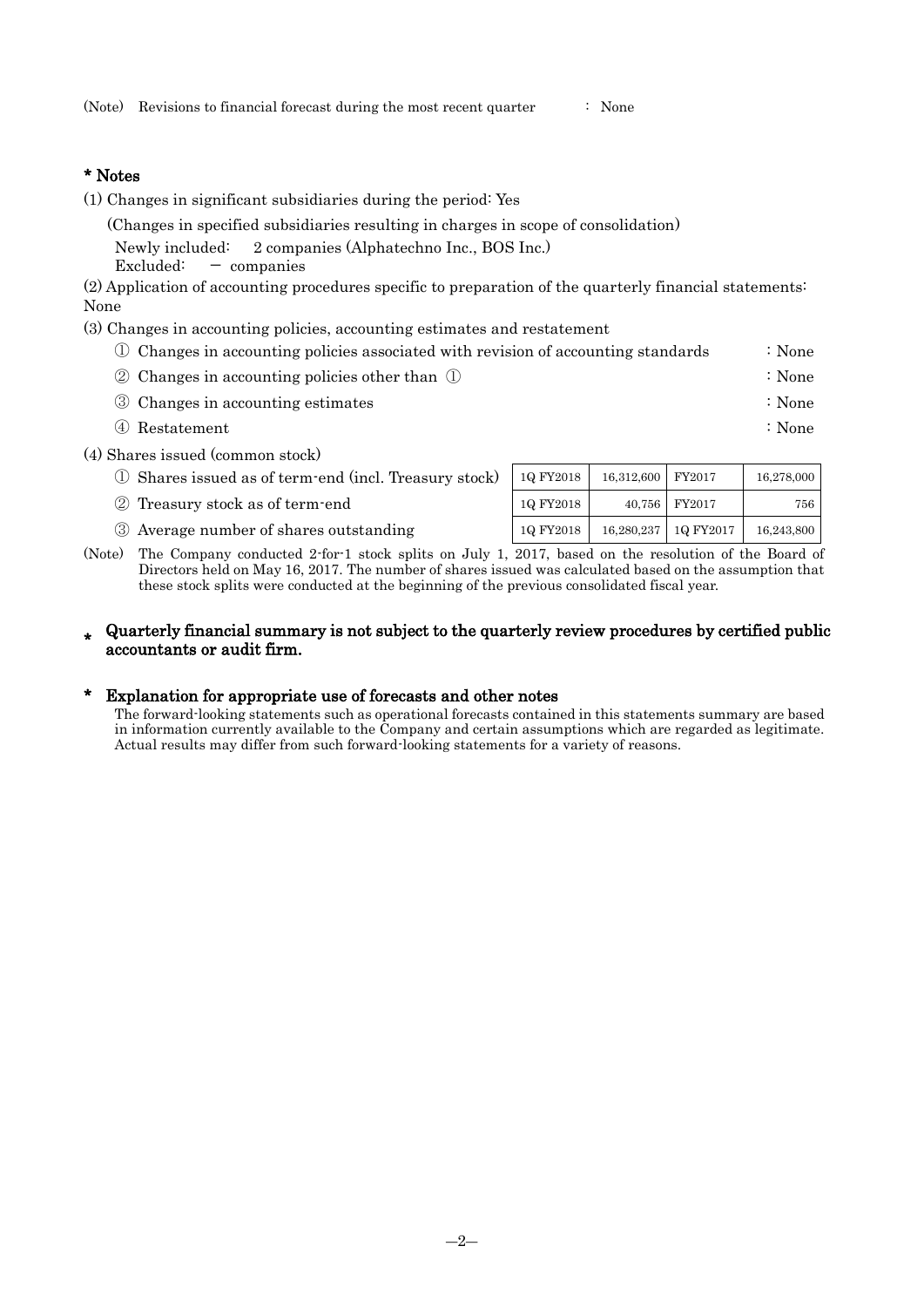(Note) Revisions to financial forecast during the most recent quarter : None

## * Notes

(1) Changes in significant subsidiaries during the period: Yes

(Changes in specified subsidiaries resulting in charges in scope of consolidation)

Newly included: 2 companies (Alphatechno Inc., BOS Inc.)
Excluded: − companies

(2) Application of accounting procedures specific to preparation of the quarterly financial statements: None

(3) Changes in accounting policies, accounting estimates and restatement

① Changes in accounting policies associated with revision of accounting standards : None

② Changes in accounting policies other than ① : None

③ Changes in accounting estimates : None

④ Restatement : None

(4) Shares issued (common stock)

| | | | | |
|---|---|---|---|---|
| ① Shares issued as of term-end (incl. Treasury stock) | 1Q FY2018 | 16,312,600 | FY2017 | 16,278,000 |
| ② Treasury stock as of term-end | 1Q FY2018 | 40,756 | FY2017 | 756 |
| ③ Average number of shares outstanding | 1Q FY2018 | 16,280,237 | 1Q FY2017 | 16,243,800 |

(Note) The Company conducted 2-for-1 stock splits on July 1, 2017, based on the resolution of the Board of Directors held on May 16, 2017. The number of shares issued was calculated based on the assumption that these stock splits were conducted at the beginning of the previous consolidated fiscal year.

**\* Quarterly financial summary is not subject to the quarterly review procedures by certified public accountants or audit firm.**

**\* Explanation for appropriate use of forecasts and other notes**

The forward-looking statements such as operational forecasts contained in this statements summary are based in information currently available to the Company and certain assumptions which are regarded as legitimate. Actual results may differ from such forward-looking statements for a variety of reasons.